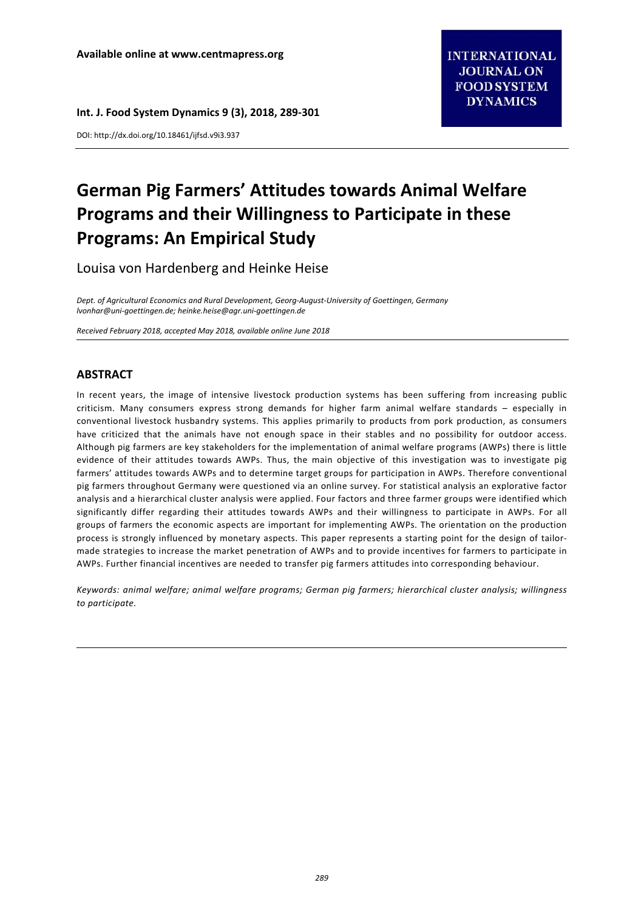# German Pig Farmers' Attitudes towards Animal Welfare Programs and their Willingness to Participate in these Programs: An Empirical Study

Louisa von Hardenberg and Heinke Heise

*Dept. of Agricultural Economics and Rural Development, Georg-August-University of Goettingen, Germany*
*lvonhar@uni-goettingen.de; heinke.heise@agr.uni-goettingen.de*

*Received February 2018, accepted May 2018, available online June 2018*

## ABSTRACT

In recent years, the image of intensive livestock production systems has been suffering from increasing public criticism. Many consumers express strong demands for higher farm animal welfare standards – especially in conventional livestock husbandry systems. This applies primarily to products from pork production, as consumers have criticized that the animals have not enough space in their stables and no possibility for outdoor access. Although pig farmers are key stakeholders for the implementation of animal welfare programs (AWPs) there is little evidence of their attitudes towards AWPs. Thus, the main objective of this investigation was to investigate pig farmers' attitudes towards AWPs and to determine target groups for participation in AWPs. Therefore conventional pig farmers throughout Germany were questioned via an online survey. For statistical analysis an explorative factor analysis and a hierarchical cluster analysis were applied. Four factors and three farmer groups were identified which significantly differ regarding their attitudes towards AWPs and their willingness to participate in AWPs. For all groups of farmers the economic aspects are important for implementing AWPs. The orientation on the production process is strongly influenced by monetary aspects. This paper represents a starting point for the design of tailor-made strategies to increase the market penetration of AWPs and to provide incentives for farmers to participate in AWPs. Further financial incentives are needed to transfer pig farmers attitudes into corresponding behaviour.

*Keywords: animal welfare; animal welfare programs; German pig farmers; hierarchical cluster analysis; willingness to participate.*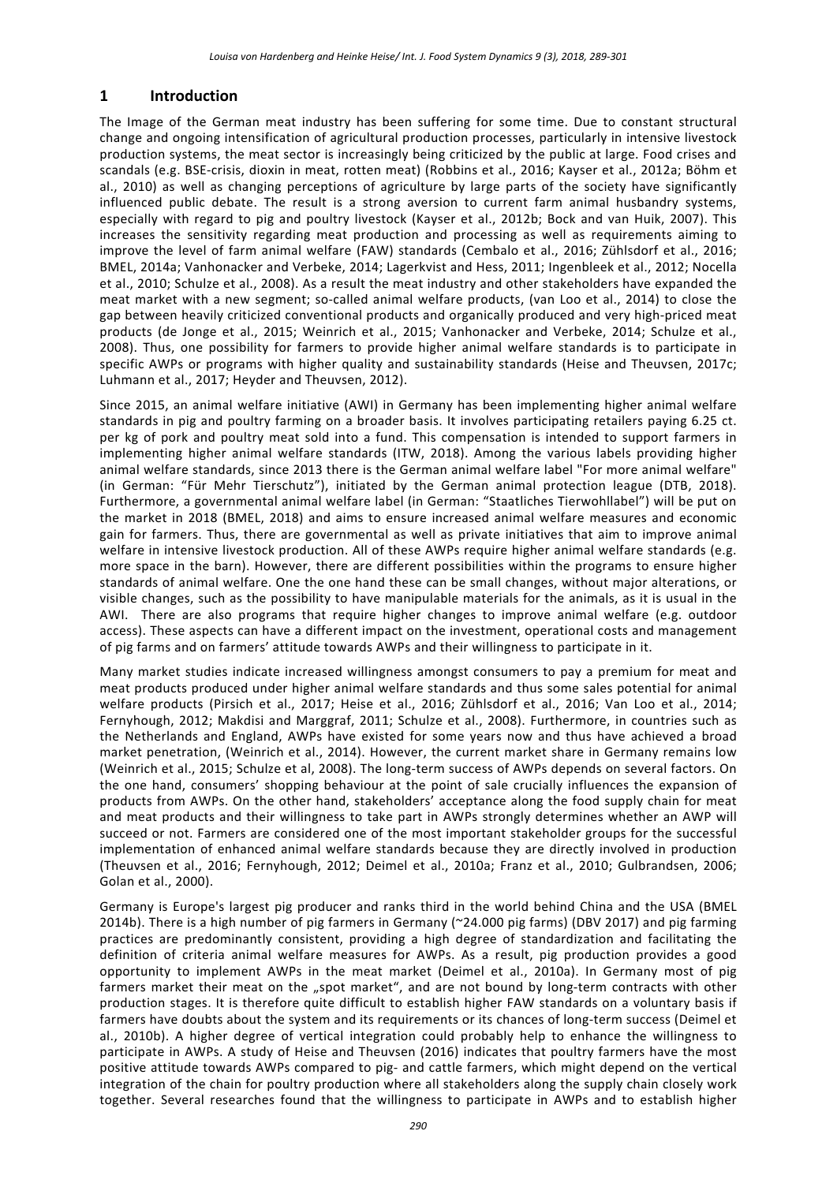## 1 Introduction

The Image of the German meat industry has been suffering for some time. Due to constant structural change and ongoing intensification of agricultural production processes, particularly in intensive livestock production systems, the meat sector is increasingly being criticized by the public at large. Food crises and scandals (e.g. BSE-crisis, dioxin in meat, rotten meat) (Robbins et al., 2016; Kayser et al., 2012a; Böhm et al., 2010) as well as changing perceptions of agriculture by large parts of the society have significantly influenced public debate. The result is a strong aversion to current farm animal husbandry systems, especially with regard to pig and poultry livestock (Kayser et al., 2012b; Bock and van Huik, 2007). This increases the sensitivity regarding meat production and processing as well as requirements aiming to improve the level of farm animal welfare (FAW) standards (Cembalo et al., 2016; Zühlsdorf et al., 2016; BMEL, 2014a; Vanhonacker and Verbeke, 2014; Lagerkvist and Hess, 2011; Ingenbleek et al., 2012; Nocella et al., 2010; Schulze et al., 2008). As a result the meat industry and other stakeholders have expanded the meat market with a new segment; so-called animal welfare products, (van Loo et al., 2014) to close the gap between heavily criticized conventional products and organically produced and very high-priced meat products (de Jonge et al., 2015; Weinrich et al., 2015; Vanhonacker and Verbeke, 2014; Schulze et al., 2008). Thus, one possibility for farmers to provide higher animal welfare standards is to participate in specific AWPs or programs with higher quality and sustainability standards (Heise and Theuvsen, 2017c; Luhmann et al., 2017; Heyder and Theuvsen, 2012).

Since 2015, an animal welfare initiative (AWI) in Germany has been implementing higher animal welfare standards in pig and poultry farming on a broader basis. It involves participating retailers paying 6.25 ct. per kg of pork and poultry meat sold into a fund. This compensation is intended to support farmers in implementing higher animal welfare standards (ITW, 2018). Among the various labels providing higher animal welfare standards, since 2013 there is the German animal welfare label "For more animal welfare" (in German: "Für Mehr Tierschutz"), initiated by the German animal protection league (DTB, 2018). Furthermore, a governmental animal welfare label (in German: "Staatliches Tierwohllabel") will be put on the market in 2018 (BMEL, 2018) and aims to ensure increased animal welfare measures and economic gain for farmers. Thus, there are governmental as well as private initiatives that aim to improve animal welfare in intensive livestock production. All of these AWPs require higher animal welfare standards (e.g. more space in the barn). However, there are different possibilities within the programs to ensure higher standards of animal welfare. One the one hand these can be small changes, without major alterations, or visible changes, such as the possibility to have manipulable materials for the animals, as it is usual in the AWI. There are also programs that require higher changes to improve animal welfare (e.g. outdoor access). These aspects can have a different impact on the investment, operational costs and management of pig farms and on farmers' attitude towards AWPs and their willingness to participate in it.

Many market studies indicate increased willingness amongst consumers to pay a premium for meat and meat products produced under higher animal welfare standards and thus some sales potential for animal welfare products (Pirsich et al., 2017; Heise et al., 2016; Zühlsdorf et al., 2016; Van Loo et al., 2014; Fernyhough, 2012; Makdisi and Marggraf, 2011; Schulze et al., 2008). Furthermore, in countries such as the Netherlands and England, AWPs have existed for some years now and thus have achieved a broad market penetration, (Weinrich et al., 2014). However, the current market share in Germany remains low (Weinrich et al., 2015; Schulze et al, 2008). The long-term success of AWPs depends on several factors. On the one hand, consumers' shopping behaviour at the point of sale crucially influences the expansion of products from AWPs. On the other hand, stakeholders' acceptance along the food supply chain for meat and meat products and their willingness to take part in AWPs strongly determines whether an AWP will succeed or not. Farmers are considered one of the most important stakeholder groups for the successful implementation of enhanced animal welfare standards because they are directly involved in production (Theuvsen et al., 2016; Fernyhough, 2012; Deimel et al., 2010a; Franz et al., 2010; Gulbrandsen, 2006; Golan et al., 2000).

Germany is Europe's largest pig producer and ranks third in the world behind China and the USA (BMEL 2014b). There is a high number of pig farmers in Germany (~24.000 pig farms) (DBV 2017) and pig farming practices are predominantly consistent, providing a high degree of standardization and facilitating the definition of criteria animal welfare measures for AWPs. As a result, pig production provides a good opportunity to implement AWPs in the meat market (Deimel et al., 2010a). In Germany most of pig farmers market their meat on the „spot market", and are not bound by long-term contracts with other production stages. It is therefore quite difficult to establish higher FAW standards on a voluntary basis if farmers have doubts about the system and its requirements or its chances of long-term success (Deimel et al., 2010b). A higher degree of vertical integration could probably help to enhance the willingness to participate in AWPs. A study of Heise and Theuvsen (2016) indicates that poultry farmers have the most positive attitude towards AWPs compared to pig- and cattle farmers, which might depend on the vertical integration of the chain for poultry production where all stakeholders along the supply chain closely work together. Several researches found that the willingness to participate in AWPs and to establish higher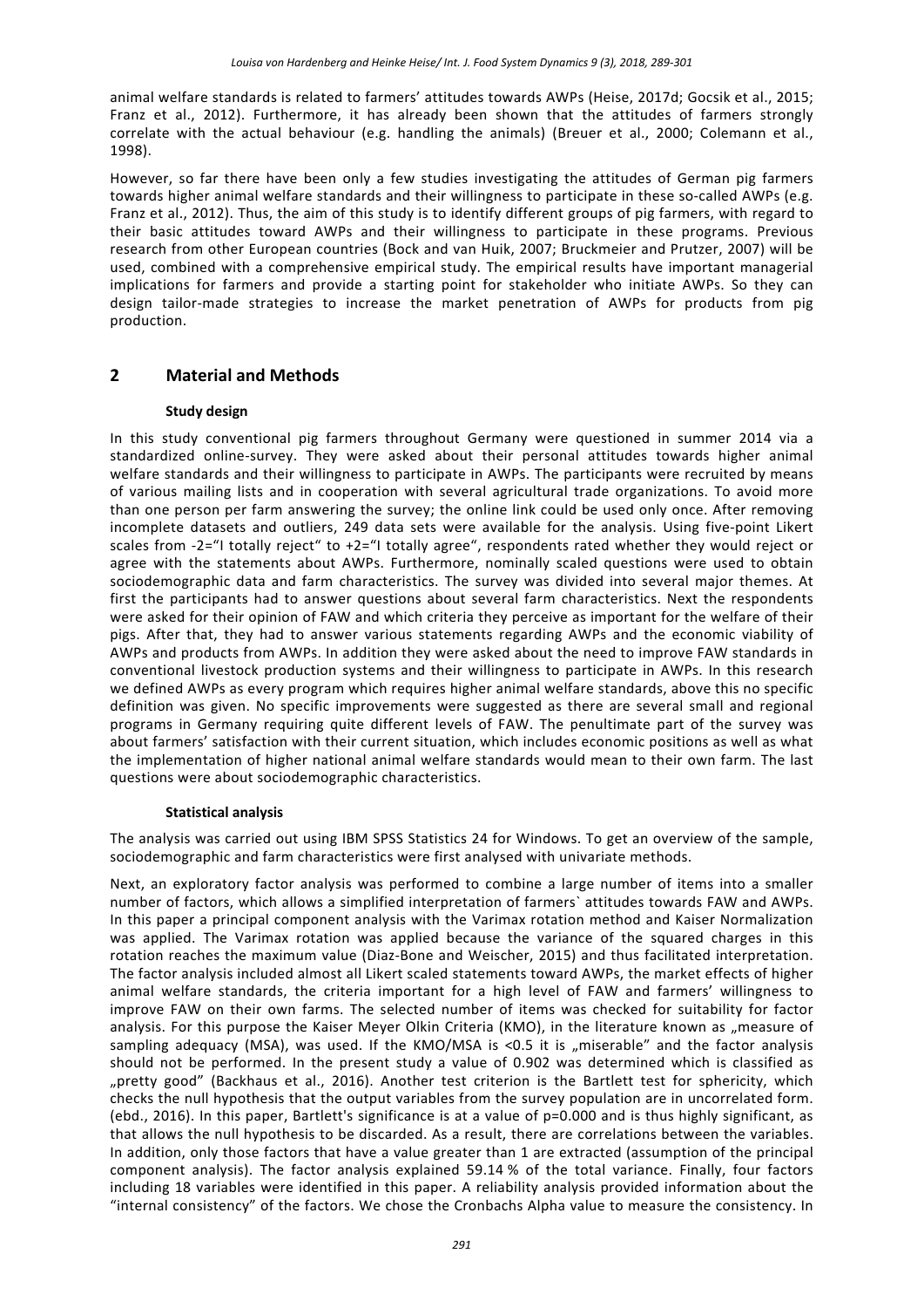animal welfare standards is related to farmers' attitudes towards AWPs (Heise, 2017d; Gocsik et al., 2015; Franz et al., 2012). Furthermore, it has already been shown that the attitudes of farmers strongly correlate with the actual behaviour (e.g. handling the animals) (Breuer et al., 2000; Colemann et al., 1998).

However, so far there have been only a few studies investigating the attitudes of German pig farmers towards higher animal welfare standards and their willingness to participate in these so-called AWPs (e.g. Franz et al., 2012). Thus, the aim of this study is to identify different groups of pig farmers, with regard to their basic attitudes toward AWPs and their willingness to participate in these programs. Previous research from other European countries (Bock and van Huik, 2007; Bruckmeier and Prutzer, 2007) will be used, combined with a comprehensive empirical study. The empirical results have important managerial implications for farmers and provide a starting point for stakeholder who initiate AWPs. So they can design tailor-made strategies to increase the market penetration of AWPs for products from pig production.

## 2 Material and Methods

### Study design

In this study conventional pig farmers throughout Germany were questioned in summer 2014 via a standardized online-survey. They were asked about their personal attitudes towards higher animal welfare standards and their willingness to participate in AWPs. The participants were recruited by means of various mailing lists and in cooperation with several agricultural trade organizations. To avoid more than one person per farm answering the survey; the online link could be used only once. After removing incomplete datasets and outliers, 249 data sets were available for the analysis. Using five-point Likert scales from -2="I totally reject" to +2="I totally agree", respondents rated whether they would reject or agree with the statements about AWPs. Furthermore, nominally scaled questions were used to obtain sociodemographic data and farm characteristics. The survey was divided into several major themes. At first the participants had to answer questions about several farm characteristics. Next the respondents were asked for their opinion of FAW and which criteria they perceive as important for the welfare of their pigs. After that, they had to answer various statements regarding AWPs and the economic viability of AWPs and products from AWPs. In addition they were asked about the need to improve FAW standards in conventional livestock production systems and their willingness to participate in AWPs. In this research we defined AWPs as every program which requires higher animal welfare standards, above this no specific definition was given. No specific improvements were suggested as there are several small and regional programs in Germany requiring quite different levels of FAW. The penultimate part of the survey was about farmers' satisfaction with their current situation, which includes economic positions as well as what the implementation of higher national animal welfare standards would mean to their own farm. The last questions were about sociodemographic characteristics.

### Statistical analysis

The analysis was carried out using IBM SPSS Statistics 24 for Windows. To get an overview of the sample, sociodemographic and farm characteristics were first analysed with univariate methods.

Next, an exploratory factor analysis was performed to combine a large number of items into a smaller number of factors, which allows a simplified interpretation of farmers` attitudes towards FAW and AWPs. In this paper a principal component analysis with the Varimax rotation method and Kaiser Normalization was applied. The Varimax rotation was applied because the variance of the squared charges in this rotation reaches the maximum value (Diaz-Bone and Weischer, 2015) and thus facilitated interpretation. The factor analysis included almost all Likert scaled statements toward AWPs, the market effects of higher animal welfare standards, the criteria important for a high level of FAW and farmers' willingness to improve FAW on their own farms. The selected number of items was checked for suitability for factor analysis. For this purpose the Kaiser Meyer Olkin Criteria (KMO), in the literature known as „measure of sampling adequacy (MSA), was used. If the KMO/MSA is <0.5 it is „miserable" and the factor analysis should not be performed. In the present study a value of 0.902 was determined which is classified as „pretty good" (Backhaus et al., 2016). Another test criterion is the Bartlett test for sphericity, which checks the null hypothesis that the output variables from the survey population are in uncorrelated form. (ebd., 2016). In this paper, Bartlett's significance is at a value of p=0.000 and is thus highly significant, as that allows the null hypothesis to be discarded. As a result, there are correlations between the variables. In addition, only those factors that have a value greater than 1 are extracted (assumption of the principal component analysis). The factor analysis explained 59.14 % of the total variance. Finally, four factors including 18 variables were identified in this paper. A reliability analysis provided information about the "internal consistency" of the factors. We chose the Cronbachs Alpha value to measure the consistency. In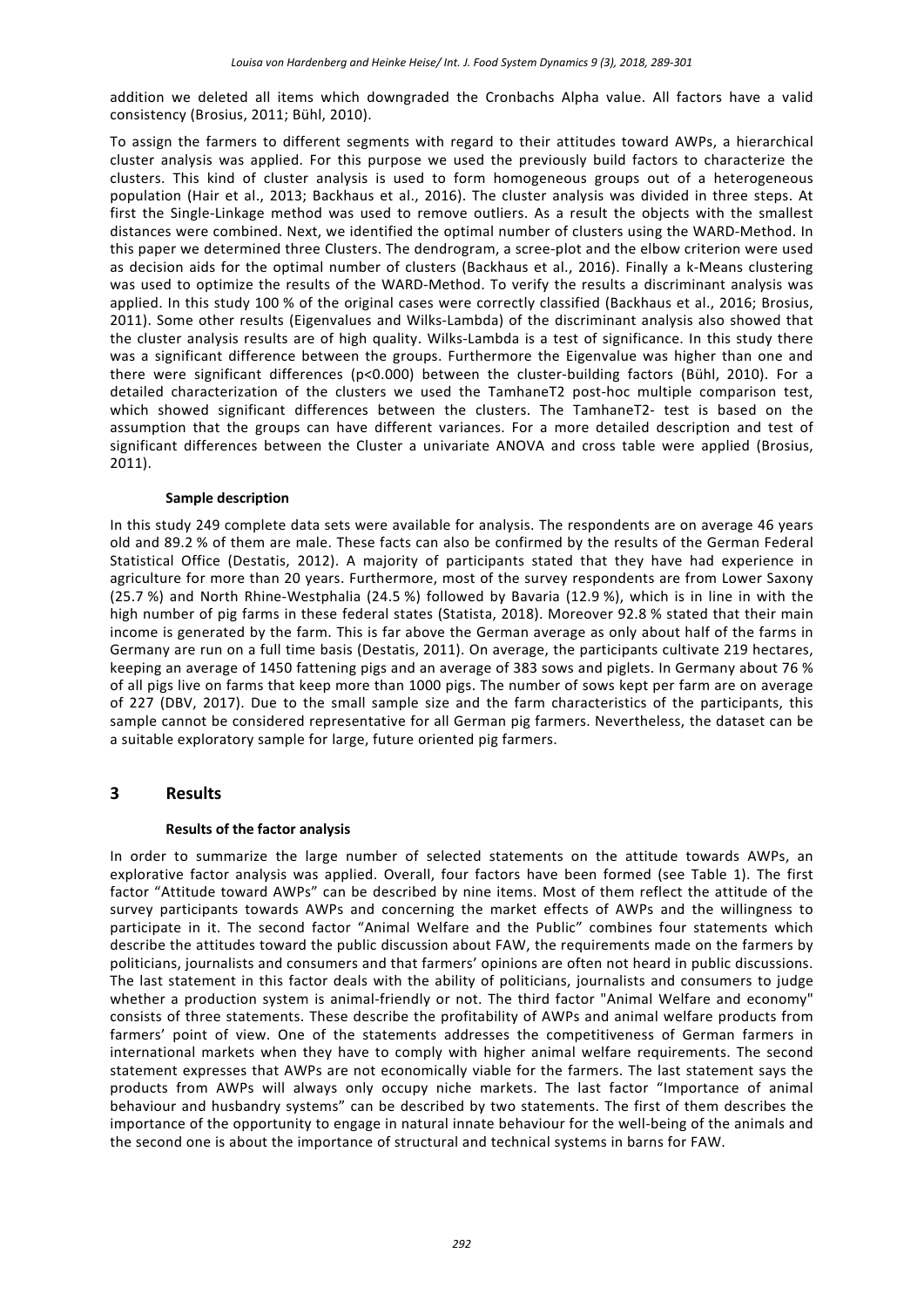addition we deleted all items which downgraded the Cronbachs Alpha value. All factors have a valid consistency (Brosius, 2011; Bühl, 2010).

To assign the farmers to different segments with regard to their attitudes toward AWPs, a hierarchical cluster analysis was applied. For this purpose we used the previously build factors to characterize the clusters. This kind of cluster analysis is used to form homogeneous groups out of a heterogeneous population (Hair et al., 2013; Backhaus et al., 2016). The cluster analysis was divided in three steps. At first the Single-Linkage method was used to remove outliers. As a result the objects with the smallest distances were combined. Next, we identified the optimal number of clusters using the WARD-Method. In this paper we determined three Clusters. The dendrogram, a scree-plot and the elbow criterion were used as decision aids for the optimal number of clusters (Backhaus et al., 2016). Finally a k-Means clustering was used to optimize the results of the WARD-Method. To verify the results a discriminant analysis was applied. In this study 100 % of the original cases were correctly classified (Backhaus et al., 2016; Brosius, 2011). Some other results (Eigenvalues and Wilks-Lambda) of the discriminant analysis also showed that the cluster analysis results are of high quality. Wilks-Lambda is a test of significance. In this study there was a significant difference between the groups. Furthermore the Eigenvalue was higher than one and there were significant differences ($p<0.000$) between the cluster-building factors (Bühl, 2010). For a detailed characterization of the clusters we used the TamhaneT2 post-hoc multiple comparison test, which showed significant differences between the clusters. The TamhaneT2- test is based on the assumption that the groups can have different variances. For a more detailed description and test of significant differences between the Cluster a univariate ANOVA and cross table were applied (Brosius, 2011).

#### Sample description

In this study 249 complete data sets were available for analysis. The respondents are on average 46 years old and 89.2 % of them are male. These facts can also be confirmed by the results of the German Federal Statistical Office (Destatis, 2012). A majority of participants stated that they have had experience in agriculture for more than 20 years. Furthermore, most of the survey respondents are from Lower Saxony (25.7 %) and North Rhine-Westphalia (24.5 %) followed by Bavaria (12.9 %), which is in line in with the high number of pig farms in these federal states (Statista, 2018). Moreover 92.8 % stated that their main income is generated by the farm. This is far above the German average as only about half of the farms in Germany are run on a full time basis (Destatis, 2011). On average, the participants cultivate 219 hectares, keeping an average of 1450 fattening pigs and an average of 383 sows and piglets. In Germany about 76 % of all pigs live on farms that keep more than 1000 pigs. The number of sows kept per farm are on average of 227 (DBV, 2017). Due to the small sample size and the farm characteristics of the participants, this sample cannot be considered representative for all German pig farmers. Nevertheless, the dataset can be a suitable exploratory sample for large, future oriented pig farmers.

## 3 Results

#### Results of the factor analysis

In order to summarize the large number of selected statements on the attitude towards AWPs, an explorative factor analysis was applied. Overall, four factors have been formed (see Table 1). The first factor "Attitude toward AWPs" can be described by nine items. Most of them reflect the attitude of the survey participants towards AWPs and concerning the market effects of AWPs and the willingness to participate in it. The second factor "Animal Welfare and the Public" combines four statements which describe the attitudes toward the public discussion about FAW, the requirements made on the farmers by politicians, journalists and consumers and that farmers' opinions are often not heard in public discussions. The last statement in this factor deals with the ability of politicians, journalists and consumers to judge whether a production system is animal-friendly or not. The third factor "Animal Welfare and economy" consists of three statements. These describe the profitability of AWPs and animal welfare products from farmers' point of view. One of the statements addresses the competitiveness of German farmers in international markets when they have to comply with higher animal welfare requirements. The second statement expresses that AWPs are not economically viable for the farmers. The last statement says the products from AWPs will always only occupy niche markets. The last factor "Importance of animal behaviour and husbandry systems" can be described by two statements. The first of them describes the importance of the opportunity to engage in natural innate behaviour for the well-being of the animals and the second one is about the importance of structural and technical systems in barns for FAW.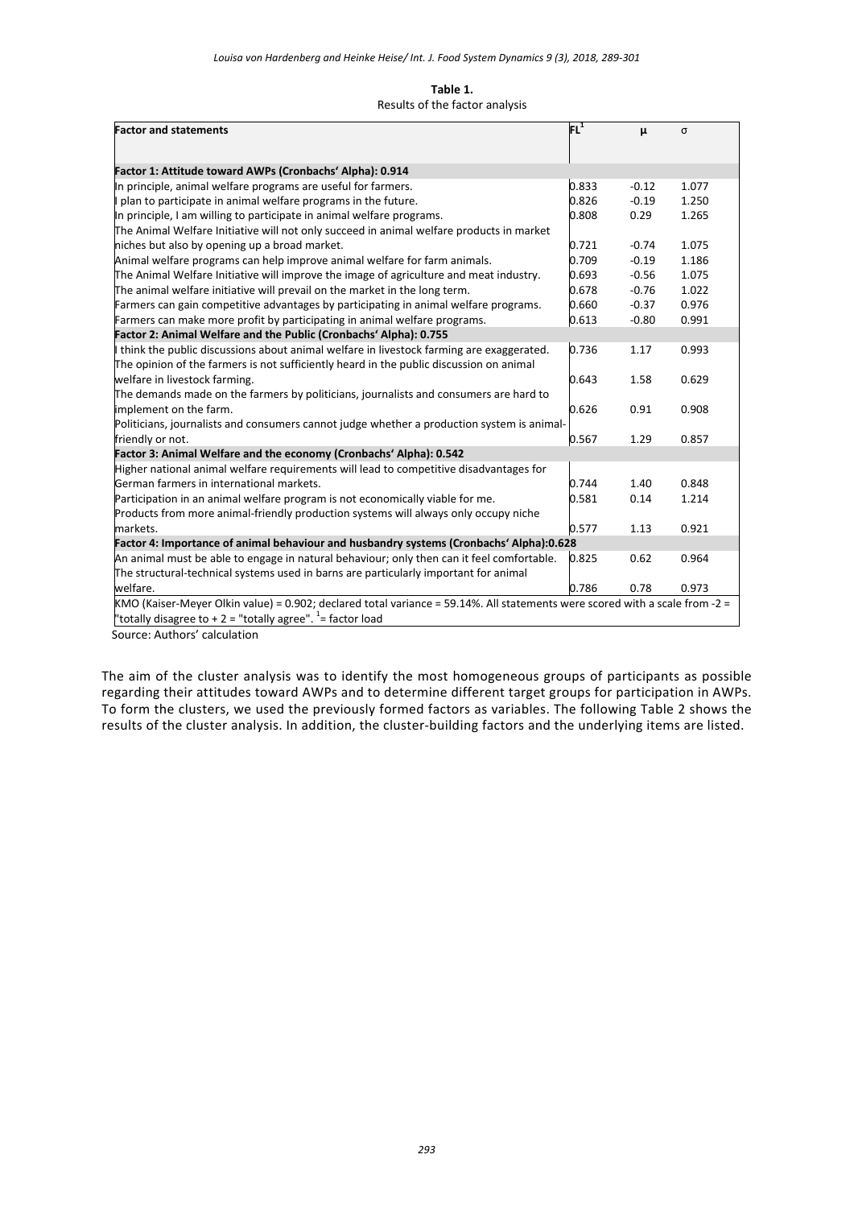**Table 1.**
Results of the factor analysis

| Factor and statements | FL[1] | μ | σ |
|---|---|---|---|
| **Factor 1: Attitude toward AWPs (Cronbachs' Alpha): 0.914** | | | |
| In principle, animal welfare programs are useful for farmers. | 0.833 | -0.12 | 1.077 |
| I plan to participate in animal welfare programs in the future. | 0.826 | -0.19 | 1.250 |
| In principle, I am willing to participate in animal welfare programs. | 0.808 | 0.29 | 1.265 |
| The Animal Welfare Initiative will not only succeed in animal welfare products in market niches but also by opening up a broad market. | 0.721 | -0.74 | 1.075 |
| Animal welfare programs can help improve animal welfare for farm animals. | 0.709 | -0.19 | 1.186 |
| The Animal Welfare Initiative will improve the image of agriculture and meat industry. | 0.693 | -0.56 | 1.075 |
| The animal welfare initiative will prevail on the market in the long term. | 0.678 | -0.76 | 1.022 |
| Farmers can gain competitive advantages by participating in animal welfare programs. | 0.660 | -0.37 | 0.976 |
| Farmers can make more profit by participating in animal welfare programs. | 0.613 | -0.80 | 0.991 |
| **Factor 2: Animal Welfare and the Public (Cronbachs' Alpha): 0.755** | | | |
| I think the public discussions about animal welfare in livestock farming are exaggerated. | 0.736 | 1.17 | 0.993 |
| The opinion of the farmers is not sufficiently heard in the public discussion on animal welfare in livestock farming. | 0.643 | 1.58 | 0.629 |
| The demands made on the farmers by politicians, journalists and consumers are hard to implement on the farm. | 0.626 | 0.91 | 0.908 |
| Politicians, journalists and consumers cannot judge whether a production system is animal-friendly or not. | 0.567 | 1.29 | 0.857 |
| **Factor 3: Animal Welfare and the economy (Cronbachs' Alpha): 0.542** | | | |
| Higher national animal welfare requirements will lead to competitive disadvantages for German farmers in international markets. | 0.744 | 1.40 | 0.848 |
| Participation in an animal welfare program is not economically viable for me. | 0.581 | 0.14 | 1.214 |
| Products from more animal-friendly production systems will always only occupy niche markets. | 0.577 | 1.13 | 0.921 |
| **Factor 4: Importance of animal behaviour and husbandry systems (Cronbachs' Alpha):0.628** | | | |
| An animal must be able to engage in natural behaviour; only then can it feel comfortable. | 0.825 | 0.62 | 0.964 |
| The structural-technical systems used in barns are particularly important for animal welfare. | 0.786 | 0.78 | 0.973 |

KMO (Kaiser-Meyer Olkin value) = 0.902; declared total variance = 59.14%. All statements were scored with a scale from -2 = "totally disagree to + 2 = "totally agree". [1]= factor load

Source: Authors' calculation

The aim of the cluster analysis was to identify the most homogeneous groups of participants as possible regarding their attitudes toward AWPs and to determine different target groups for participation in AWPs. To form the clusters, we used the previously formed factors as variables. The following Table 2 shows the results of the cluster analysis. In addition, the cluster-building factors and the underlying items are listed.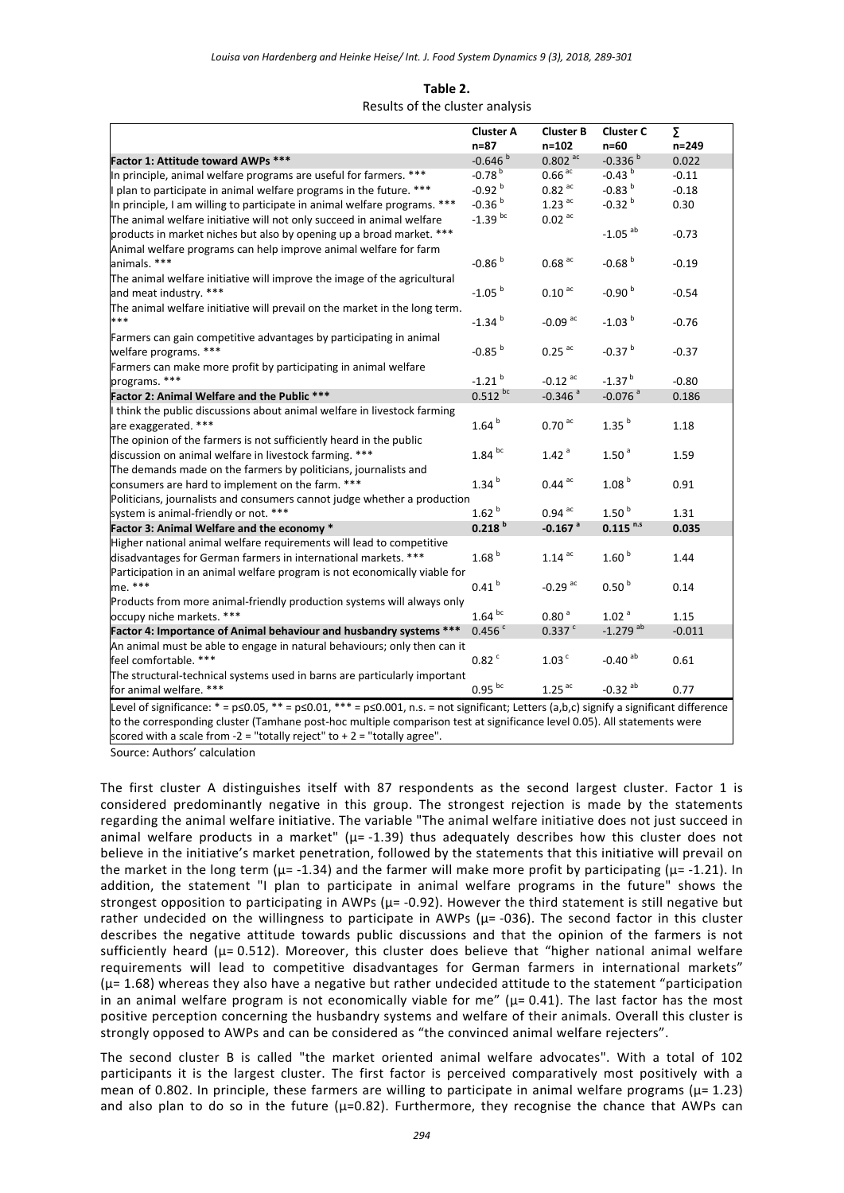**Table 2.**
Results of the cluster analysis

| | Cluster A n=87 | Cluster B n=102 | Cluster C n=60 | ∑ n=249 |
|---|---|---|---|---|
| **Factor 1: Attitude toward AWPs *** ** | -0.646 [b] | 0.802 [ac] | -0.336 [b] | 0.022 |
| In principle, animal welfare programs are useful for farmers. *** | -0.78 [b] | 0.66 [ac] | -0.43 [b] | -0.11 |
| I plan to participate in animal welfare programs in the future. *** | -0.92 [b] | 0.82 [ac] | -0.83 [b] | -0.18 |
| In principle, I am willing to participate in animal welfare programs. *** | -0.36 [b] | 1.23 [ac] | -0.32 [b] | 0.30 |
| The animal welfare initiative will not only succeed in animal welfare products in market niches but also by opening up a broad market. *** | -1.39 [bc] | 0.02 [ac] | -1.05 [ab] | -0.73 |
| Animal welfare programs can help improve animal welfare for farm animals. *** | -0.86 [b] | 0.68 [ac] | -0.68 [b] | -0.19 |
| The animal welfare initiative will improve the image of the agricultural and meat industry. *** | -1.05 [b] | 0.10 [ac] | -0.90 [b] | -0.54 |
| The animal welfare initiative will prevail on the market in the long term. *** | -1.34 [b] | -0.09 [ac] | -1.03 [b] | -0.76 |
| Farmers can gain competitive advantages by participating in animal welfare programs. *** | -0.85 [b] | 0.25 [ac] | -0.37 [b] | -0.37 |
| Farmers can make more profit by participating in animal welfare programs. *** | -1.21 [b] | -0.12 [ac] | -1.37 [b] | -0.80 |
| **Factor 2: Animal Welfare and the Public *** ** | 0.512 [bc] | -0.346 [a] | -0.076 [a] | 0.186 |
| I think the public discussions about animal welfare in livestock farming are exaggerated. *** | 1.64 [b] | 0.70 [ac] | 1.35 [b] | 1.18 |
| The opinion of the farmers is not sufficiently heard in the public discussion on animal welfare in livestock farming. *** | 1.84 [bc] | 1.42 [a] | 1.50 [a] | 1.59 |
| The demands made on the farmers by politicians, journalists and consumers are hard to implement on the farm. *** | 1.34 [b] | 0.44 [ac] | 1.08 [b] | 0.91 |
| Politicians, journalists and consumers cannot judge whether a production system is animal-friendly or not. *** | 1.62 [b] | 0.94 [ac] | 1.50 [b] | 1.31 |
| **Factor 3: Animal Welfare and the economy *** | **0.218 [b]** | **-0.167 [a]** | **0.115 [n.s]** | **0.035** |
| Higher national animal welfare requirements will lead to competitive disadvantages for German farmers in international markets. *** | 1.68 [b] | 1.14 [ac] | 1.60 [b] | 1.44 |
| Participation in an animal welfare program is not economically viable for me. *** | 0.41 [b] | -0.29 [ac] | 0.50 [b] | 0.14 |
| Products from more animal-friendly production systems will always only occupy niche markets. *** | 1.64 [bc] | 0.80 [a] | 1.02 [a] | 1.15 |
| **Factor 4: Importance of Animal behaviour and husbandry systems *** ** | 0.456 [c] | 0.337 [c] | -1.279 [ab] | -0.011 |
| An animal must be able to engage in natural behaviours; only then can it feel comfortable. *** | 0.82 [c] | 1.03 [c] | -0.40 [ab] | 0.61 |
| The structural-technical systems used in barns are particularly important for animal welfare. *** | 0.95 [bc] | 1.25 [ac] | -0.32 [ab] | 0.77 |

Level of significance: * = p≤0.05, ** = p≤0.01, *** = p≤0.001, n.s. = not significant; Letters (a,b,c) signify a significant difference to the corresponding cluster (Tamhane post-hoc multiple comparison test at significance level 0.05). All statements were scored with a scale from -2 = "totally reject" to + 2 = "totally agree".

Source: Authors' calculation

The first cluster A distinguishes itself with 87 respondents as the second largest cluster. Factor 1 is considered predominantly negative in this group. The strongest rejection is made by the statements regarding the animal welfare initiative. The variable "The animal welfare initiative does not just succeed in animal welfare products in a market" (μ= -1.39) thus adequately describes how this cluster does not believe in the initiative's market penetration, followed by the statements that this initiative will prevail on the market in the long term (μ= -1.34) and the farmer will make more profit by participating (μ= -1.21). In addition, the statement "I plan to participate in animal welfare programs in the future" shows the strongest opposition to participating in AWPs (μ= -0.92). However the third statement is still negative but rather undecided on the willingness to participate in AWPs (μ= -036). The second factor in this cluster describes the negative attitude towards public discussions and that the opinion of the farmers is not sufficiently heard (μ= 0.512). Moreover, this cluster does believe that "higher national animal welfare requirements will lead to competitive disadvantages for German farmers in international markets" (μ= 1.68) whereas they also have a negative but rather undecided attitude to the statement "participation in an animal welfare program is not economically viable for me" (μ= 0.41). The last factor has the most positive perception concerning the husbandry systems and welfare of their animals. Overall this cluster is strongly opposed to AWPs and can be considered as "the convinced animal welfare rejecters".

The second cluster B is called "the market oriented animal welfare advocates". With a total of 102 participants it is the largest cluster. The first factor is perceived comparatively most positively with a mean of 0.802. In principle, these farmers are willing to participate in animal welfare programs (μ= 1.23) and also plan to do so in the future (μ=0.82). Furthermore, they recognise the chance that AWPs can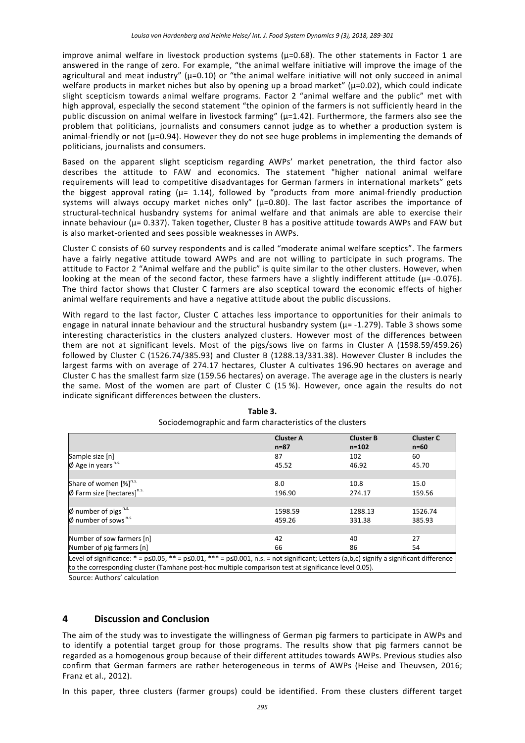improve animal welfare in livestock production systems (μ=0.68). The other statements in Factor 1 are answered in the range of zero. For example, "the animal welfare initiative will improve the image of the agricultural and meat industry" (μ=0.10) or "the animal welfare initiative will not only succeed in animal welfare products in market niches but also by opening up a broad market" (μ=0.02), which could indicate slight scepticism towards animal welfare programs. Factor 2 "animal welfare and the public" met with high approval, especially the second statement "the opinion of the farmers is not sufficiently heard in the public discussion on animal welfare in livestock farming" (μ=1.42). Furthermore, the farmers also see the problem that politicians, journalists and consumers cannot judge as to whether a production system is animal-friendly or not (μ=0.94). However they do not see huge problems in implementing the demands of politicians, journalists and consumers.

Based on the apparent slight scepticism regarding AWPs' market penetration, the third factor also describes the attitude to FAW and economics. The statement "higher national animal welfare requirements will lead to competitive disadvantages for German farmers in international markets" gets the biggest approval rating (μ= 1.14), followed by "products from more animal-friendly production systems will always occupy market niches only" (μ=0.80). The last factor ascribes the importance of structural-technical husbandry systems for animal welfare and that animals are able to exercise their innate behaviour (μ= 0.337). Taken together, Cluster B has a positive attitude towards AWPs and FAW but is also market-oriented and sees possible weaknesses in AWPs.

Cluster C consists of 60 survey respondents and is called "moderate animal welfare sceptics". The farmers have a fairly negative attitude toward AWPs and are not willing to participate in such programs. The attitude to Factor 2 "Animal welfare and the public" is quite similar to the other clusters. However, when looking at the mean of the second factor, these farmers have a slightly indifferent attitude (μ= -0.076). The third factor shows that Cluster C farmers are also sceptical toward the economic effects of higher animal welfare requirements and have a negative attitude about the public discussions.

With regard to the last factor, Cluster C attaches less importance to opportunities for their animals to engage in natural innate behaviour and the structural husbandry system (μ= -1.279). Table 3 shows some interesting characteristics in the clusters analyzed clusters. However most of the differences between them are not at significant levels. Most of the pigs/sows live on farms in Cluster A (1598.59/459.26) followed by Cluster C (1526.74/385.93) and Cluster B (1288.13/331.38). However Cluster B includes the largest farms with on average of 274.17 hectares, Cluster A cultivates 196.90 hectares on average and Cluster C has the smallest farm size (159.56 hectares) on average. The average age in the clusters is nearly the same. Most of the women are part of Cluster C (15 %). However, once again the results do not indicate significant differences between the clusters.

**Table 3.**
Sociodemographic and farm characteristics of the clusters

| | **Cluster A** n=87 | **Cluster B** n=102 | **Cluster C** n=60 |
|---|---|---|---|
| Sample size [n] | 87 | 102 | 60 |
| Ø Age in years [n.s.] | 45.52 | 46.92 | 45.70 |
| Share of women [%][n.s.] | 8.0 | 10.8 | 15.0 |
| Ø Farm size [hectares][n.s.] | 196.90 | 274.17 | 159.56 |
| Ø number of pigs [n.s.] | 1598.59 | 1288.13 | 1526.74 |
| Ø number of sows [n.s.] | 459.26 | 331.38 | 385.93 |
| Number of sow farmers [n] | 42 | 40 | 27 |
| Number of pig farmers [n] | 66 | 86 | 54 |

Level of significance: * = p≤0.05, ** = p≤0.01, *** = p≤0.001, n.s. = not significant; Letters (a,b,c) signify a significant difference to the corresponding cluster (Tamhane post-hoc multiple comparison test at significance level 0.05).

Source: Authors' calculation

## 4 Discussion and Conclusion

The aim of the study was to investigate the willingness of German pig farmers to participate in AWPs and to identify a potential target group for those programs. The results show that pig farmers cannot be regarded as a homogenous group because of their different attitudes towards AWPs. Previous studies also confirm that German farmers are rather heterogeneous in terms of AWPs (Heise and Theuvsen, 2016; Franz et al., 2012).

In this paper, three clusters (farmer groups) could be identified. From these clusters different target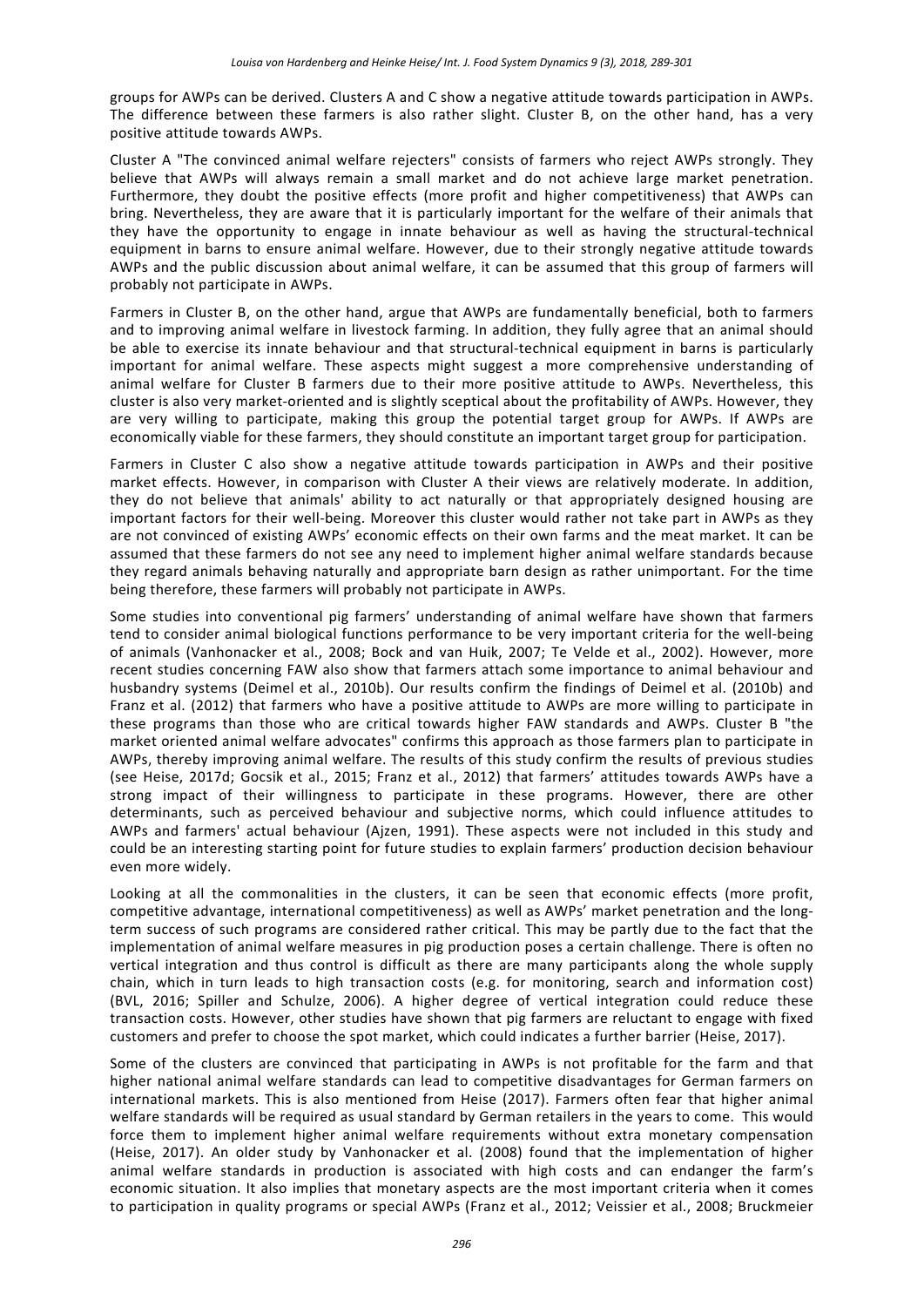groups for AWPs can be derived. Clusters A and C show a negative attitude towards participation in AWPs. The difference between these farmers is also rather slight. Cluster B, on the other hand, has a very positive attitude towards AWPs.

Cluster A "The convinced animal welfare rejecters" consists of farmers who reject AWPs strongly. They believe that AWPs will always remain a small market and do not achieve large market penetration. Furthermore, they doubt the positive effects (more profit and higher competitiveness) that AWPs can bring. Nevertheless, they are aware that it is particularly important for the welfare of their animals that they have the opportunity to engage in innate behaviour as well as having the structural-technical equipment in barns to ensure animal welfare. However, due to their strongly negative attitude towards AWPs and the public discussion about animal welfare, it can be assumed that this group of farmers will probably not participate in AWPs.

Farmers in Cluster B, on the other hand, argue that AWPs are fundamentally beneficial, both to farmers and to improving animal welfare in livestock farming. In addition, they fully agree that an animal should be able to exercise its innate behaviour and that structural-technical equipment in barns is particularly important for animal welfare. These aspects might suggest a more comprehensive understanding of animal welfare for Cluster B farmers due to their more positive attitude to AWPs. Nevertheless, this cluster is also very market-oriented and is slightly sceptical about the profitability of AWPs. However, they are very willing to participate, making this group the potential target group for AWPs. If AWPs are economically viable for these farmers, they should constitute an important target group for participation.

Farmers in Cluster C also show a negative attitude towards participation in AWPs and their positive market effects. However, in comparison with Cluster A their views are relatively moderate. In addition, they do not believe that animals' ability to act naturally or that appropriately designed housing are important factors for their well-being. Moreover this cluster would rather not take part in AWPs as they are not convinced of existing AWPs' economic effects on their own farms and the meat market. It can be assumed that these farmers do not see any need to implement higher animal welfare standards because they regard animals behaving naturally and appropriate barn design as rather unimportant. For the time being therefore, these farmers will probably not participate in AWPs.

Some studies into conventional pig farmers' understanding of animal welfare have shown that farmers tend to consider animal biological functions performance to be very important criteria for the well-being of animals (Vanhonacker et al., 2008; Bock and van Huik, 2007; Te Velde et al., 2002). However, more recent studies concerning FAW also show that farmers attach some importance to animal behaviour and husbandry systems (Deimel et al., 2010b). Our results confirm the findings of Deimel et al. (2010b) and Franz et al. (2012) that farmers who have a positive attitude to AWPs are more willing to participate in these programs than those who are critical towards higher FAW standards and AWPs. Cluster B "the market oriented animal welfare advocates" confirms this approach as those farmers plan to participate in AWPs, thereby improving animal welfare. The results of this study confirm the results of previous studies (see Heise, 2017d; Gocsik et al., 2015; Franz et al., 2012) that farmers' attitudes towards AWPs have a strong impact of their willingness to participate in these programs. However, there are other determinants, such as perceived behaviour and subjective norms, which could influence attitudes to AWPs and farmers' actual behaviour (Ajzen, 1991). These aspects were not included in this study and could be an interesting starting point for future studies to explain farmers' production decision behaviour even more widely.

Looking at all the commonalities in the clusters, it can be seen that economic effects (more profit, competitive advantage, international competitiveness) as well as AWPs' market penetration and the long-term success of such programs are considered rather critical. This may be partly due to the fact that the implementation of animal welfare measures in pig production poses a certain challenge. There is often no vertical integration and thus control is difficult as there are many participants along the whole supply chain, which in turn leads to high transaction costs (e.g. for monitoring, search and information cost) (BVL, 2016; Spiller and Schulze, 2006). A higher degree of vertical integration could reduce these transaction costs. However, other studies have shown that pig farmers are reluctant to engage with fixed customers and prefer to choose the spot market, which could indicates a further barrier (Heise, 2017).

Some of the clusters are convinced that participating in AWPs is not profitable for the farm and that higher national animal welfare standards can lead to competitive disadvantages for German farmers on international markets. This is also mentioned from Heise (2017). Farmers often fear that higher animal welfare standards will be required as usual standard by German retailers in the years to come. This would force them to implement higher animal welfare requirements without extra monetary compensation (Heise, 2017). An older study by Vanhonacker et al. (2008) found that the implementation of higher animal welfare standards in production is associated with high costs and can endanger the farm's economic situation. It also implies that monetary aspects are the most important criteria when it comes to participation in quality programs or special AWPs (Franz et al., 2012; Veissier et al., 2008; Bruckmeier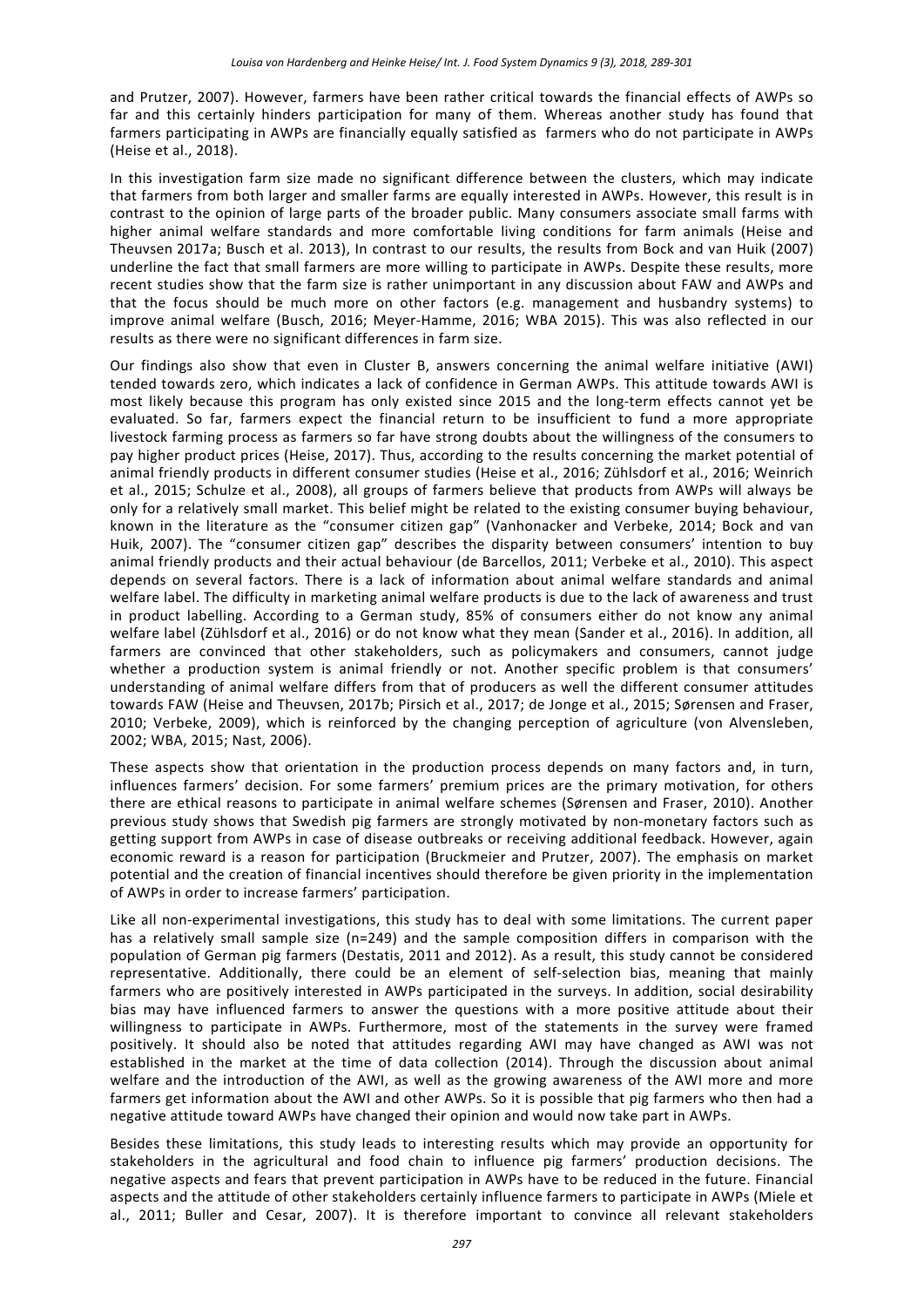and Prutzer, 2007). However, farmers have been rather critical towards the financial effects of AWPs so far and this certainly hinders participation for many of them. Whereas another study has found that farmers participating in AWPs are financially equally satisfied as farmers who do not participate in AWPs (Heise et al., 2018).

In this investigation farm size made no significant difference between the clusters, which may indicate that farmers from both larger and smaller farms are equally interested in AWPs. However, this result is in contrast to the opinion of large parts of the broader public. Many consumers associate small farms with higher animal welfare standards and more comfortable living conditions for farm animals (Heise and Theuvsen 2017a; Busch et al. 2013), In contrast to our results, the results from Bock and van Huik (2007) underline the fact that small farmers are more willing to participate in AWPs. Despite these results, more recent studies show that the farm size is rather unimportant in any discussion about FAW and AWPs and that the focus should be much more on other factors (e.g. management and husbandry systems) to improve animal welfare (Busch, 2016; Meyer-Hamme, 2016; WBA 2015). This was also reflected in our results as there were no significant differences in farm size.

Our findings also show that even in Cluster B, answers concerning the animal welfare initiative (AWI) tended towards zero, which indicates a lack of confidence in German AWPs. This attitude towards AWI is most likely because this program has only existed since 2015 and the long-term effects cannot yet be evaluated. So far, farmers expect the financial return to be insufficient to fund a more appropriate livestock farming process as farmers so far have strong doubts about the willingness of the consumers to pay higher product prices (Heise, 2017). Thus, according to the results concerning the market potential of animal friendly products in different consumer studies (Heise et al., 2016; Zühlsdorf et al., 2016; Weinrich et al., 2015; Schulze et al., 2008), all groups of farmers believe that products from AWPs will always be only for a relatively small market. This belief might be related to the existing consumer buying behaviour, known in the literature as the "consumer citizen gap" (Vanhonacker and Verbeke, 2014; Bock and van Huik, 2007). The "consumer citizen gap" describes the disparity between consumers' intention to buy animal friendly products and their actual behaviour (de Barcellos, 2011; Verbeke et al., 2010). This aspect depends on several factors. There is a lack of information about animal welfare standards and animal welfare label. The difficulty in marketing animal welfare products is due to the lack of awareness and trust in product labelling. According to a German study, 85% of consumers either do not know any animal welfare label (Zühlsdorf et al., 2016) or do not know what they mean (Sander et al., 2016). In addition, all farmers are convinced that other stakeholders, such as policymakers and consumers, cannot judge whether a production system is animal friendly or not. Another specific problem is that consumers' understanding of animal welfare differs from that of producers as well the different consumer attitudes towards FAW (Heise and Theuvsen, 2017b; Pirsich et al., 2017; de Jonge et al., 2015; Sørensen and Fraser, 2010; Verbeke, 2009), which is reinforced by the changing perception of agriculture (von Alvensleben, 2002; WBA, 2015; Nast, 2006).

These aspects show that orientation in the production process depends on many factors and, in turn, influences farmers' decision. For some farmers' premium prices are the primary motivation, for others there are ethical reasons to participate in animal welfare schemes (Sørensen and Fraser, 2010). Another previous study shows that Swedish pig farmers are strongly motivated by non-monetary factors such as getting support from AWPs in case of disease outbreaks or receiving additional feedback. However, again economic reward is a reason for participation (Bruckmeier and Prutzer, 2007). The emphasis on market potential and the creation of financial incentives should therefore be given priority in the implementation of AWPs in order to increase farmers' participation.

Like all non-experimental investigations, this study has to deal with some limitations. The current paper has a relatively small sample size (n=249) and the sample composition differs in comparison with the population of German pig farmers (Destatis, 2011 and 2012). As a result, this study cannot be considered representative. Additionally, there could be an element of self-selection bias, meaning that mainly farmers who are positively interested in AWPs participated in the surveys. In addition, social desirability bias may have influenced farmers to answer the questions with a more positive attitude about their willingness to participate in AWPs. Furthermore, most of the statements in the survey were framed positively. It should also be noted that attitudes regarding AWI may have changed as AWI was not established in the market at the time of data collection (2014). Through the discussion about animal welfare and the introduction of the AWI, as well as the growing awareness of the AWI more and more farmers get information about the AWI and other AWPs. So it is possible that pig farmers who then had a negative attitude toward AWPs have changed their opinion and would now take part in AWPs.

Besides these limitations, this study leads to interesting results which may provide an opportunity for stakeholders in the agricultural and food chain to influence pig farmers' production decisions. The negative aspects and fears that prevent participation in AWPs have to be reduced in the future. Financial aspects and the attitude of other stakeholders certainly influence farmers to participate in AWPs (Miele et al., 2011; Buller and Cesar, 2007). It is therefore important to convince all relevant stakeholders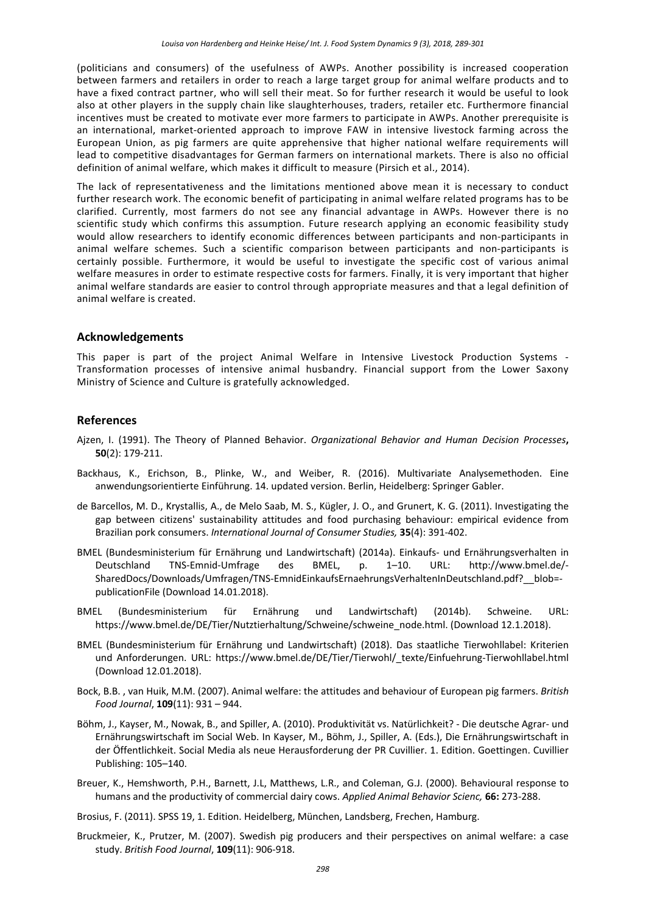(politicians and consumers) of the usefulness of AWPs. Another possibility is increased cooperation between farmers and retailers in order to reach a large target group for animal welfare products and to have a fixed contract partner, who will sell their meat. So for further research it would be useful to look also at other players in the supply chain like slaughterhouses, traders, retailer etc. Furthermore financial incentives must be created to motivate ever more farmers to participate in AWPs. Another prerequisite is an international, market-oriented approach to improve FAW in intensive livestock farming across the European Union, as pig farmers are quite apprehensive that higher national welfare requirements will lead to competitive disadvantages for German farmers on international markets. There is also no official definition of animal welfare, which makes it difficult to measure (Pirsich et al., 2014).

The lack of representativeness and the limitations mentioned above mean it is necessary to conduct further research work. The economic benefit of participating in animal welfare related programs has to be clarified. Currently, most farmers do not see any financial advantage in AWPs. However there is no scientific study which confirms this assumption. Future research applying an economic feasibility study would allow researchers to identify economic differences between participants and non-participants in animal welfare schemes. Such a scientific comparison between participants and non-participants is certainly possible. Furthermore, it would be useful to investigate the specific cost of various animal welfare measures in order to estimate respective costs for farmers. Finally, it is very important that higher animal welfare standards are easier to control through appropriate measures and that a legal definition of animal welfare is created.

## Acknowledgements

This paper is part of the project Animal Welfare in Intensive Livestock Production Systems - Transformation processes of intensive animal husbandry. Financial support from the Lower Saxony Ministry of Science and Culture is gratefully acknowledged.

## References

Ajzen, I. (1991). The Theory of Planned Behavior. *Organizational Behavior and Human Decision Processes*, **50**(2): 179-211.

Backhaus, K., Erichson, B., Plinke, W., and Weiber, R. (2016). Multivariate Analysemethoden. Eine anwendungsorientierte Einführung. 14. updated version. Berlin, Heidelberg: Springer Gabler.

de Barcellos, M. D., Krystallis, A., de Melo Saab, M. S., Kügler, J. O., and Grunert, K. G. (2011). Investigating the gap between citizens' sustainability attitudes and food purchasing behaviour: empirical evidence from Brazilian pork consumers. *International Journal of Consumer Studies,* **35**(4): 391-402.

BMEL (Bundesministerium für Ernährung und Landwirtschaft) (2014a). Einkaufs- und Ernährungsverhalten in Deutschland TNS-Emnid-Umfrage des BMEL, p. 1–10. URL: http://www.bmel.de/-SharedDocs/Downloads/Umfragen/TNS-EmnidEinkaufsErnaehrungsVerhaltenInDeutschland.pdf?__blob=-publicationFile (Download 14.01.2018).

BMEL (Bundesministerium für Ernährung und Landwirtschaft) (2014b). Schweine. URL: https://www.bmel.de/DE/Tier/Nutztierhaltung/Schweine/schweine_node.html. (Download 12.1.2018).

BMEL (Bundesministerium für Ernährung und Landwirtschaft) (2018). Das staatliche Tierwohllabel: Kriterien und Anforderungen. URL: https://www.bmel.de/DE/Tier/Tierwohl/_texte/Einfuehrung-Tierwohllabel.html (Download 12.01.2018).

Bock, B.B. , van Huik, M.M. (2007). Animal welfare: the attitudes and behaviour of European pig farmers. *British Food Journal*, **109**(11): 931 – 944.

Böhm, J., Kayser, M., Nowak, B., and Spiller, A. (2010). Produktivität vs. Natürlichkeit? - Die deutsche Agrar- und Ernährungswirtschaft im Social Web. In Kayser, M., Böhm, J., Spiller, A. (Eds.), Die Ernährungswirtschaft in der Öffentlichkeit. Social Media als neue Herausforderung der PR Cuvillier. 1. Edition. Goettingen. Cuvillier Publishing: 105–140.

Breuer, K., Hemshworth, P.H., Barnett, J.L, Matthews, L.R., and Coleman, G.J. (2000). Behavioural response to humans and the productivity of commercial dairy cows. *Applied Animal Behavior Scienc,* **66:** 273-288.

Brosius, F. (2011). SPSS 19, 1. Edition. Heidelberg, München, Landsberg, Frechen, Hamburg.

Bruckmeier, K., Prutzer, M. (2007). Swedish pig producers and their perspectives on animal welfare: a case study. *British Food Journal*, **109**(11): 906-918.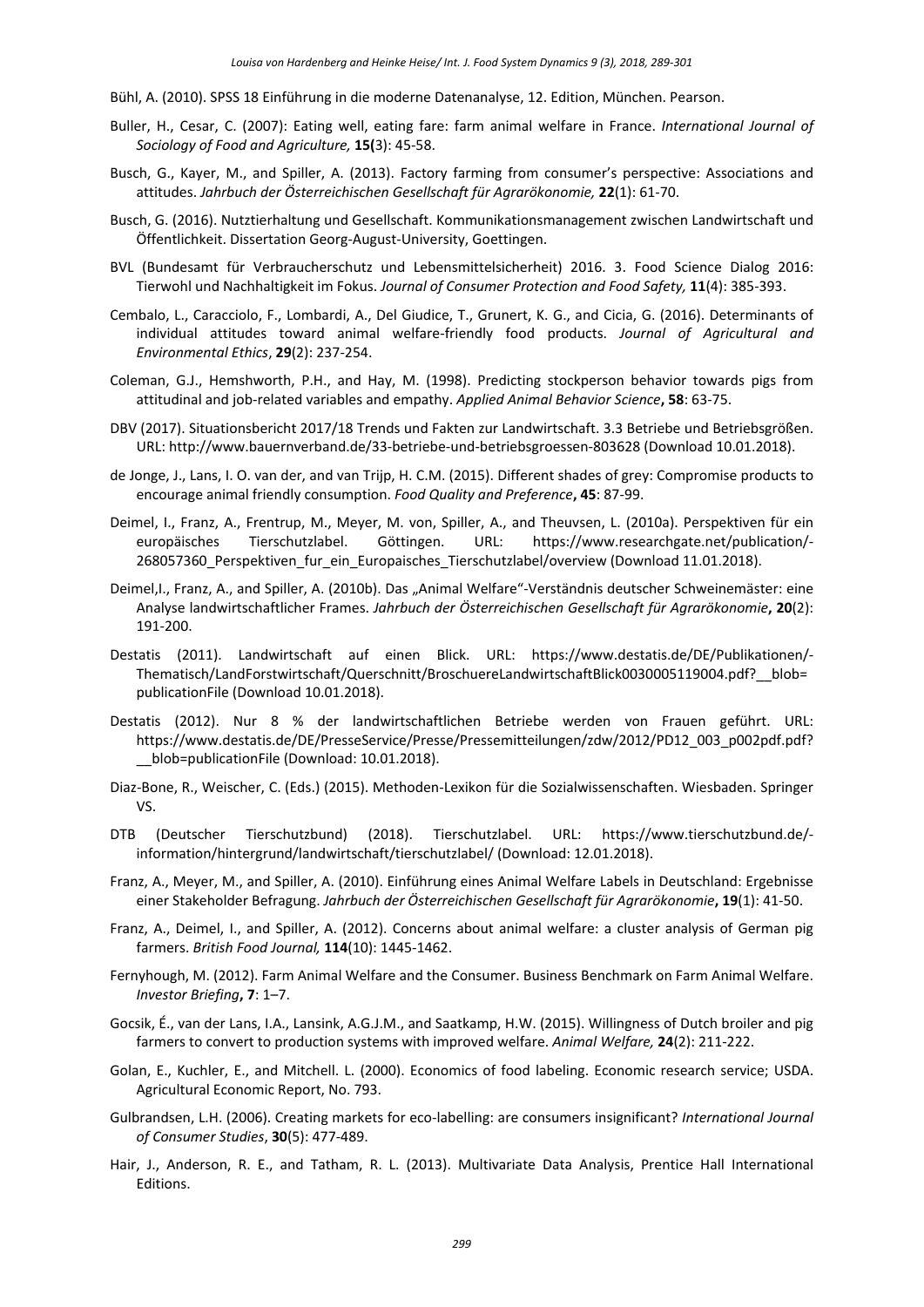Bühl, A. (2010). SPSS 18 Einführung in die moderne Datenanalyse, 12. Edition, München. Pearson.

Buller, H., Cesar, C. (2007): Eating well, eating fare: farm animal welfare in France. *International Journal of Sociology of Food and Agriculture,* **15(**3): 45-58.

Busch, G., Kayer, M., and Spiller, A. (2013). Factory farming from consumer's perspective: Associations and attitudes. *Jahrbuch der Österreichischen Gesellschaft für Agrarökonomie,* **22**(1): 61-70.

Busch, G. (2016). Nutztierhaltung und Gesellschaft. Kommunikationsmanagement zwischen Landwirtschaft und Öffentlichkeit. Dissertation Georg-August-University, Goettingen.

BVL (Bundesamt für Verbraucherschutz und Lebensmittelsicherheit) 2016. 3. Food Science Dialog 2016: Tierwohl und Nachhaltigkeit im Fokus. *Journal of Consumer Protection and Food Safety,* **11**(4): 385-393.

Cembalo, L., Caracciolo, F., Lombardi, A., Del Giudice, T., Grunert, K. G., and Cicia, G. (2016). Determinants of individual attitudes toward animal welfare-friendly food products. *Journal of Agricultural and Environmental Ethics*, **29**(2): 237-254.

Coleman, G.J., Hemshworth, P.H., and Hay, M. (1998). Predicting stockperson behavior towards pigs from attitudinal and job-related variables and empathy. *Applied Animal Behavior Science***, 58**: 63-75.

DBV (2017). Situationsbericht 2017/18 Trends und Fakten zur Landwirtschaft. 3.3 Betriebe und Betriebsgrößen. URL: http://www.bauernverband.de/33-betriebe-und-betriebsgroessen-803628 (Download 10.01.2018).

de Jonge, J., Lans, I. O. van der, and van Trijp, H. C.M. (2015). Different shades of grey: Compromise products to encourage animal friendly consumption. *Food Quality and Preference***, 45**: 87-99.

Deimel, I., Franz, A., Frentrup, M., Meyer, M. von, Spiller, A., and Theuvsen, L. (2010a). Perspektiven für ein europäisches Tierschutzlabel. Göttingen. URL: https://www.researchgate.net/publication/-268057360_Perspektiven_fur_ein_Europaisches_Tierschutzlabel/overview (Download 11.01.2018).

Deimel,I., Franz, A., and Spiller, A. (2010b). Das „Animal Welfare"-Verständnis deutscher Schweinemäster: eine Analyse landwirtschaftlicher Frames. *Jahrbuch der Österreichischen Gesellschaft für Agrarökonomie***, 20**(2): 191-200.

Destatis (2011). Landwirtschaft auf einen Blick. URL: https://www.destatis.de/DE/Publikationen/-Thematisch/LandForstwirtschaft/Querschnitt/BroschuereLandwirtschaftBlick0030005119004.pdf?__blob=publicationFile (Download 10.01.2018).

Destatis (2012). Nur 8 % der landwirtschaftlichen Betriebe werden von Frauen geführt. URL: https://www.destatis.de/DE/PresseService/Presse/Pressemitteilungen/zdw/2012/PD12_003_p002pdf.pdf?__blob=publicationFile (Download: 10.01.2018).

Diaz-Bone, R., Weischer, C. (Eds.) (2015). Methoden-Lexikon für die Sozialwissenschaften. Wiesbaden. Springer VS.

DTB (Deutscher Tierschutzbund) (2018). Tierschutzlabel. URL: https://www.tierschutzbund.de/-information/hintergrund/landwirtschaft/tierschutzlabel/ (Download: 12.01.2018).

Franz, A., Meyer, M., and Spiller, A. (2010). Einführung eines Animal Welfare Labels in Deutschland: Ergebnisse einer Stakeholder Befragung. *Jahrbuch der Österreichischen Gesellschaft für Agrarökonomie***, 19**(1): 41-50.

Franz, A., Deimel, I., and Spiller, A. (2012). Concerns about animal welfare: a cluster analysis of German pig farmers. *British Food Journal,* **114**(10): 1445-1462.

Fernyhough, M. (2012). Farm Animal Welfare and the Consumer. Business Benchmark on Farm Animal Welfare. *Investor Briefing***, 7**: 1–7.

Gocsik, É., van der Lans, I.A., Lansink, A.G.J.M., and Saatkamp, H.W. (2015). Willingness of Dutch broiler and pig farmers to convert to production systems with improved welfare. *Animal Welfare,* **24**(2): 211-222.

Golan, E., Kuchler, E., and Mitchell. L. (2000). Economics of food labeling. Economic research service; USDA. Agricultural Economic Report, No. 793.

Gulbrandsen, L.H. (2006). Creating markets for eco-labelling: are consumers insignificant? *International Journal of Consumer Studies*, **30**(5): 477-489.

Hair, J., Anderson, R. E., and Tatham, R. L. (2013). Multivariate Data Analysis, Prentice Hall International Editions.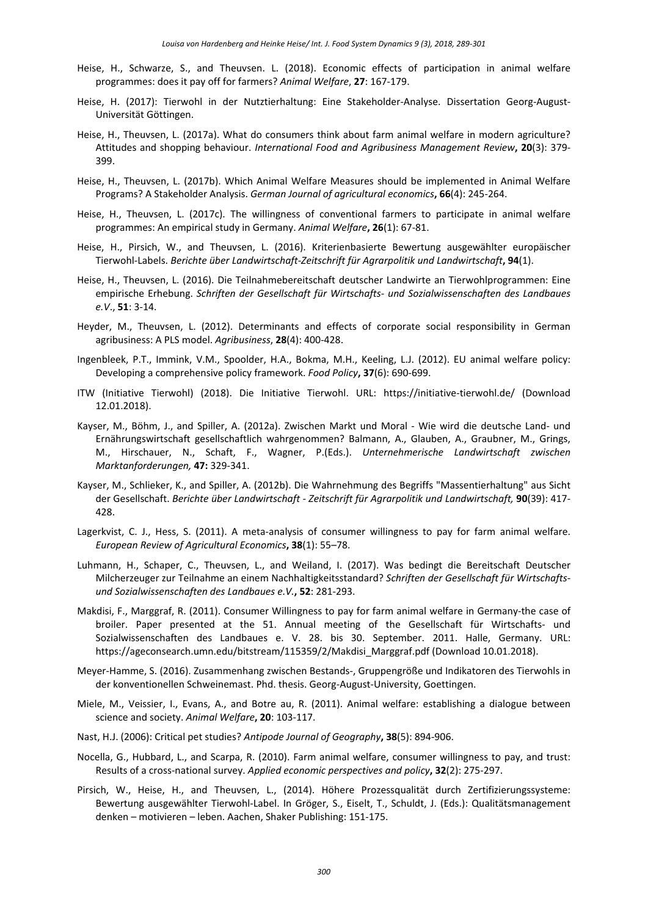Heise, H., Schwarze, S., and Theuvsen. L. (2018). Economic effects of participation in animal welfare programmes: does it pay off for farmers? *Animal Welfare*, **27**: 167-179.

Heise, H. (2017): Tierwohl in der Nutztierhaltung: Eine Stakeholder-Analyse. Dissertation Georg-August-Universität Göttingen.

Heise, H., Theuvsen, L. (2017a). What do consumers think about farm animal welfare in modern agriculture? Attitudes and shopping behaviour. *International Food and Agribusiness Management Review*, **20**(3): 379-399.

Heise, H., Theuvsen, L. (2017b). Which Animal Welfare Measures should be implemented in Animal Welfare Programs? A Stakeholder Analysis. *German Journal of agricultural economics*, **66**(4): 245-264.

Heise, H., Theuvsen, L. (2017c). The willingness of conventional farmers to participate in animal welfare programmes: An empirical study in Germany. *Animal Welfare*, **26**(1): 67-81.

Heise, H., Pirsich, W., and Theuvsen, L. (2016). Kriterienbasierte Bewertung ausgewählter europäischer Tierwohl-Labels. *Berichte über Landwirtschaft-Zeitschrift für Agrarpolitik und Landwirtschaft*, **94**(1).

Heise, H., Theuvsen, L. (2016). Die Teilnahmebereitschaft deutscher Landwirte an Tierwohlprogrammen: Eine empirische Erhebung. *Schriften der Gesellschaft für Wirtschafts- und Sozialwissenschaften des Landbaues e.V.*, **51**: 3-14.

Heyder, M., Theuvsen, L. (2012). Determinants and effects of corporate social responsibility in German agribusiness: A PLS model. *Agribusiness*, **28**(4): 400-428.

Ingenbleek, P.T., Immink, V.M., Spoolder, H.A., Bokma, M.H., Keeling, L.J. (2012). EU animal welfare policy: Developing a comprehensive policy framework. *Food Policy*, **37**(6): 690-699.

ITW (Initiative Tierwohl) (2018). Die Initiative Tierwohl. URL: https://initiative-tierwohl.de/ (Download 12.01.2018).

Kayser, M., Böhm, J., and Spiller, A. (2012a). Zwischen Markt und Moral - Wie wird die deutsche Land- und Ernährungswirtschaft gesellschaftlich wahrgenommen? Balmann, A., Glauben, A., Graubner, M., Grings, M., Hirschauer, N., Schaft, F., Wagner, P.(Eds.). *Unternehmerische Landwirtschaft zwischen Marktanforderungen,* **47:** 329-341.

Kayser, M., Schlieker, K., and Spiller, A. (2012b). Die Wahrnehmung des Begriffs "Massentierhaltung" aus Sicht der Gesellschaft. *Berichte über Landwirtschaft - Zeitschrift für Agrarpolitik und Landwirtschaft,* **90**(39): 417-428.

Lagerkvist, C. J., Hess, S. (2011). A meta-analysis of consumer willingness to pay for farm animal welfare. *European Review of Agricultural Economics*, **38**(1): 55–78.

Luhmann, H., Schaper, C., Theuvsen, L., and Weiland, I. (2017). Was bedingt die Bereitschaft Deutscher Milcherzeuger zur Teilnahme an einem Nachhaltigkeitsstandard? *Schriften der Gesellschaft für Wirtschafts- und Sozialwissenschaften des Landbaues e.V.*, **52**: 281-293.

Makdisi, F., Marggraf, R. (2011). Consumer Willingness to pay for farm animal welfare in Germany-the case of broiler. Paper presented at the 51. Annual meeting of the Gesellschaft für Wirtschafts- und Sozialwissenschaften des Landbaues e. V. 28. bis 30. September. 2011. Halle, Germany. URL: https://ageconsearch.umn.edu/bitstream/115359/2/Makdisi_Marggraf.pdf (Download 10.01.2018).

Meyer-Hamme, S. (2016). Zusammenhang zwischen Bestands-, Gruppengröße und Indikatoren des Tierwohls in der konventionellen Schweinemast. Phd. thesis. Georg-August-University, Goettingen.

Miele, M., Veissier, I., Evans, A., and Botre au, R. (2011). Animal welfare: establishing a dialogue between science and society. *Animal Welfare*, **20**: 103-117.

Nast, H.J. (2006): Critical pet studies? *Antipode Journal of Geography*, **38**(5): 894-906.

Nocella, G., Hubbard, L., and Scarpa, R. (2010). Farm animal welfare, consumer willingness to pay, and trust: Results of a cross-national survey. *Applied economic perspectives and policy*, **32**(2): 275-297.

Pirsich, W., Heise, H., and Theuvsen, L., (2014). Höhere Prozessqualität durch Zertifizierungssysteme: Bewertung ausgewählter Tierwohl-Label. In Gröger, S., Eiselt, T., Schuldt, J. (Eds.): Qualitätsmanagement denken – motivieren – leben. Aachen, Shaker Publishing: 151-175.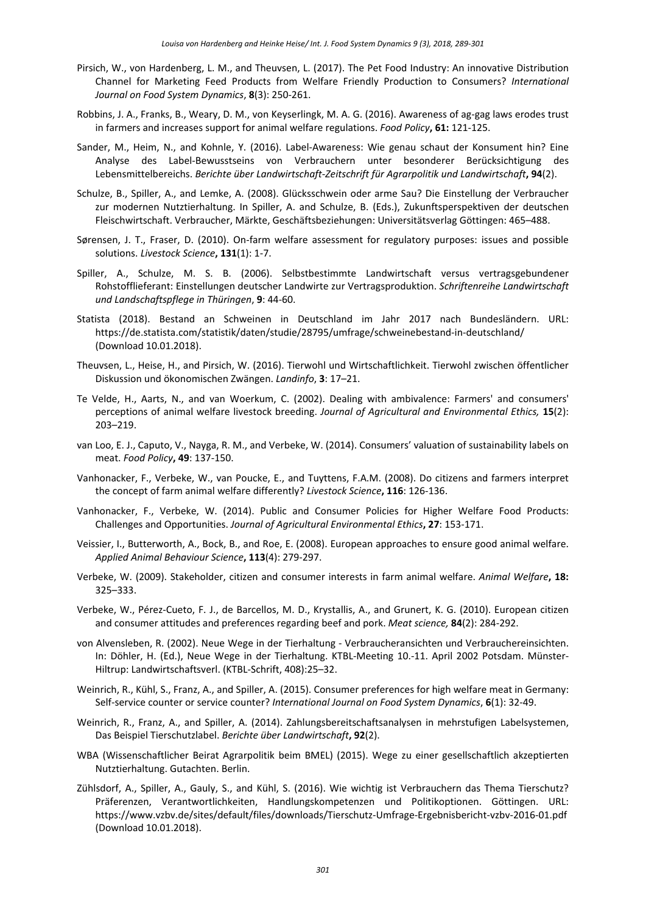Pirsich, W., von Hardenberg, L. M., and Theuvsen, L. (2017). The Pet Food Industry: An innovative Distribution Channel for Marketing Feed Products from Welfare Friendly Production to Consumers? *International Journal on Food System Dynamics*, **8**(3): 250-261.

Robbins, J. A., Franks, B., Weary, D. M., von Keyserlingk, M. A. G. (2016). Awareness of ag-gag laws erodes trust in farmers and increases support for animal welfare regulations. *Food Policy*, **61:** 121-125.

Sander, M., Heim, N., and Kohnle, Y. (2016). Label-Awareness: Wie genau schaut der Konsument hin? Eine Analyse des Label-Bewusstseins von Verbrauchern unter besonderer Berücksichtigung des Lebensmittelbereichs. *Berichte über Landwirtschaft-Zeitschrift für Agrarpolitik und Landwirtschaft*, **94**(2).

Schulze, B., Spiller, A., and Lemke, A. (2008). Glücksschwein oder arme Sau? Die Einstellung der Verbraucher zur modernen Nutztierhaltung. In Spiller, A. and Schulze, B. (Eds.), Zukunftsperspektiven der deutschen Fleischwirtschaft. Verbraucher, Märkte, Geschäftsbeziehungen: Universitätsverlag Göttingen: 465–488.

Sørensen, J. T., Fraser, D. (2010). On-farm welfare assessment for regulatory purposes: issues and possible solutions. *Livestock Science*, **131**(1): 1-7.

Spiller, A., Schulze, M. S. B. (2006). Selbstbestimmte Landwirtschaft versus vertragsgebundener Rohstofflieferant: Einstellungen deutscher Landwirte zur Vertragsproduktion. *Schriftenreihe Landwirtschaft und Landschaftspflege in Thüringen*, **9**: 44-60.

Statista (2018). Bestand an Schweinen in Deutschland im Jahr 2017 nach Bundesländern. URL: https://de.statista.com/statistik/daten/studie/28795/umfrage/schweinebestand-in-deutschland/ (Download 10.01.2018).

Theuvsen, L., Heise, H., and Pirsich, W. (2016). Tierwohl und Wirtschaftlichkeit. Tierwohl zwischen öffentlicher Diskussion und ökonomischen Zwängen. *Landinfo*, **3**: 17–21.

Te Velde, H., Aarts, N., and van Woerkum, C. (2002). Dealing with ambivalence: Farmers' and consumers' perceptions of animal welfare livestock breeding. *Journal of Agricultural and Environmental Ethics,* **15**(2): 203–219.

van Loo, E. J., Caputo, V., Nayga, R. M., and Verbeke, W. (2014). Consumers' valuation of sustainability labels on meat. *Food Policy*, **49**: 137-150.

Vanhonacker, F., Verbeke, W., van Poucke, E., and Tuyttens, F.A.M. (2008). Do citizens and farmers interpret the concept of farm animal welfare differently? *Livestock Science*, **116**: 126-136.

Vanhonacker, F., Verbeke, W. (2014). Public and Consumer Policies for Higher Welfare Food Products: Challenges and Opportunities. *Journal of Agricultural Environmental Ethics*, **27**: 153-171.

Veissier, I., Butterworth, A., Bock, B., and Roe, E. (2008). European approaches to ensure good animal welfare. *Applied Animal Behaviour Science*, **113**(4): 279-297.

Verbeke, W. (2009). Stakeholder, citizen and consumer interests in farm animal welfare. *Animal Welfare*, **18:** 325–333.

Verbeke, W., Pérez-Cueto, F. J., de Barcellos, M. D., Krystallis, A., and Grunert, K. G. (2010). European citizen and consumer attitudes and preferences regarding beef and pork. *Meat science,* **84**(2): 284-292.

von Alvensleben, R. (2002). Neue Wege in der Tierhaltung - Verbraucheransichten und Verbrauchereinsichten. In: Döhler, H. (Ed.), Neue Wege in der Tierhaltung. KTBL-Meeting 10.-11. April 2002 Potsdam. Münster-Hiltrup: Landwirtschaftsverl. (KTBL-Schrift, 408):25–32.

Weinrich, R., Kühl, S., Franz, A., and Spiller, A. (2015). Consumer preferences for high welfare meat in Germany: Self-service counter or service counter? *International Journal on Food System Dynamics*, **6**(1): 32-49.

Weinrich, R., Franz, A., and Spiller, A. (2014). Zahlungsbereitschaftsanalysen in mehrstufigen Labelsystemen, Das Beispiel Tierschutzlabel. *Berichte über Landwirtschaft*, **92**(2).

WBA (Wissenschaftlicher Beirat Agrarpolitik beim BMEL) (2015). Wege zu einer gesellschaftlich akzeptierten Nutztierhaltung. Gutachten. Berlin.

Zühlsdorf, A., Spiller, A., Gauly, S., and Kühl, S. (2016). Wie wichtig ist Verbrauchern das Thema Tierschutz? Präferenzen, Verantwortlichkeiten, Handlungskompetenzen und Politikoptionen. Göttingen. URL: https://www.vzbv.de/sites/default/files/downloads/Tierschutz-Umfrage-Ergebnisbericht-vzbv-2016-01.pdf (Download 10.01.2018).